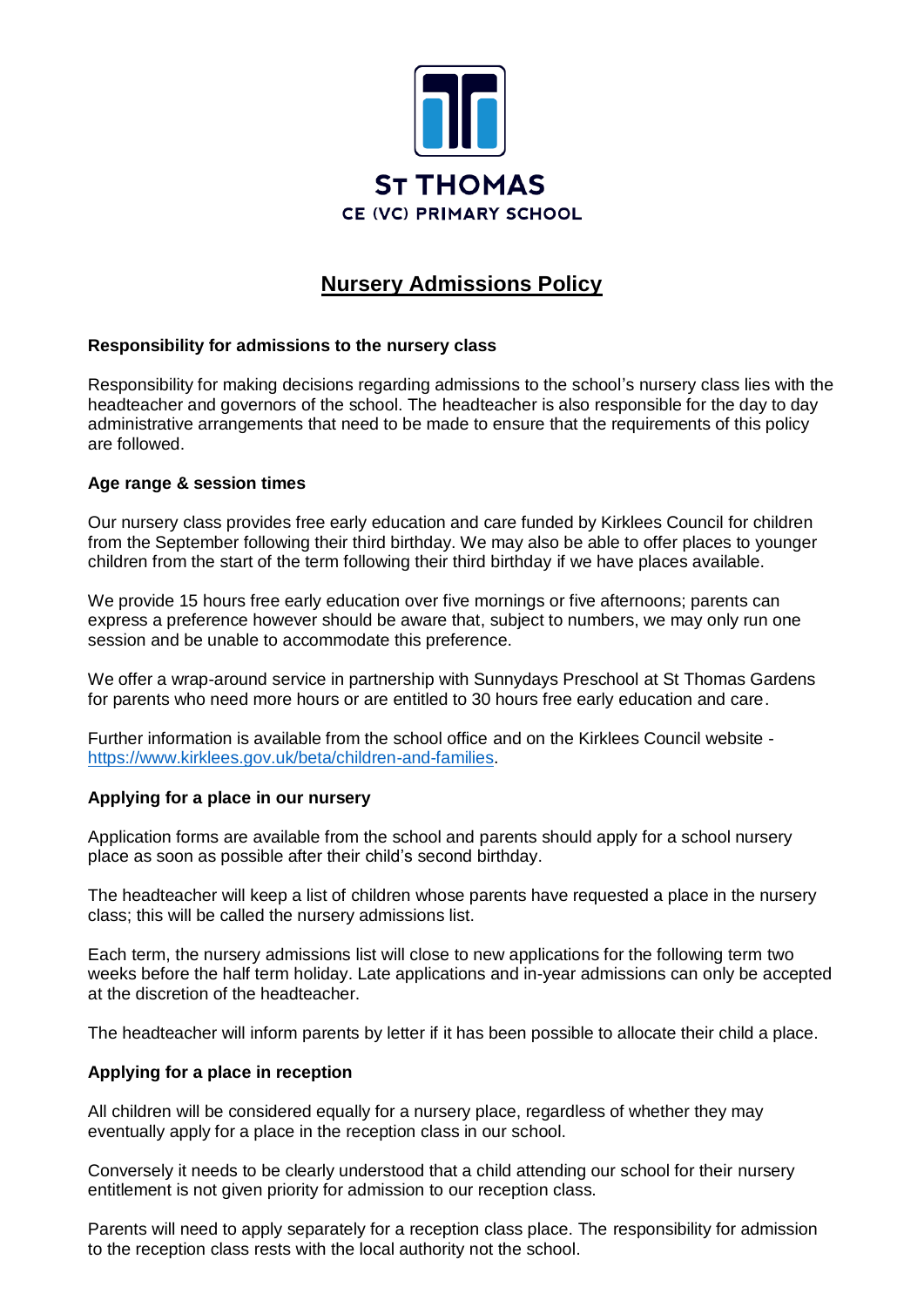ST THOMAS
CE (VC) PRIMARY SCHOOL

# Nursery Admissions Policy

## Responsibility for admissions to the nursery class

Responsibility for making decisions regarding admissions to the school's nursery class lies with the headteacher and governors of the school. The headteacher is also responsible for the day to day administrative arrangements that need to be made to ensure that the requirements of this policy are followed.

## Age range & session times

Our nursery class provides free early education and care funded by Kirklees Council for children from the September following their third birthday. We may also be able to offer places to younger children from the start of the term following their third birthday if we have places available.

We provide 15 hours free early education over five mornings or five afternoons; parents can express a preference however should be aware that, subject to numbers, we may only run one session and be unable to accommodate this preference.

We offer a wrap-around service in partnership with Sunnydays Preschool at St Thomas Gardens for parents who need more hours or are entitled to 30 hours free early education and care.

Further information is available from the school office and on the Kirklees Council website - [https://www.kirklees.gov.uk/beta/children-and-families](https://www.kirklees.gov.uk/beta/children-and-families).

## Applying for a place in our nursery

Application forms are available from the school and parents should apply for a school nursery place as soon as possible after their child's second birthday.

The headteacher will keep a list of children whose parents have requested a place in the nursery class; this will be called the nursery admissions list.

Each term, the nursery admissions list will close to new applications for the following term two weeks before the half term holiday. Late applications and in-year admissions can only be accepted at the discretion of the headteacher.

The headteacher will inform parents by letter if it has been possible to allocate their child a place.

## Applying for a place in reception

All children will be considered equally for a nursery place, regardless of whether they may eventually apply for a place in the reception class in our school.

Conversely it needs to be clearly understood that a child attending our school for their nursery entitlement is not given priority for admission to our reception class.

Parents will need to apply separately for a reception class place. The responsibility for admission to the reception class rests with the local authority not the school.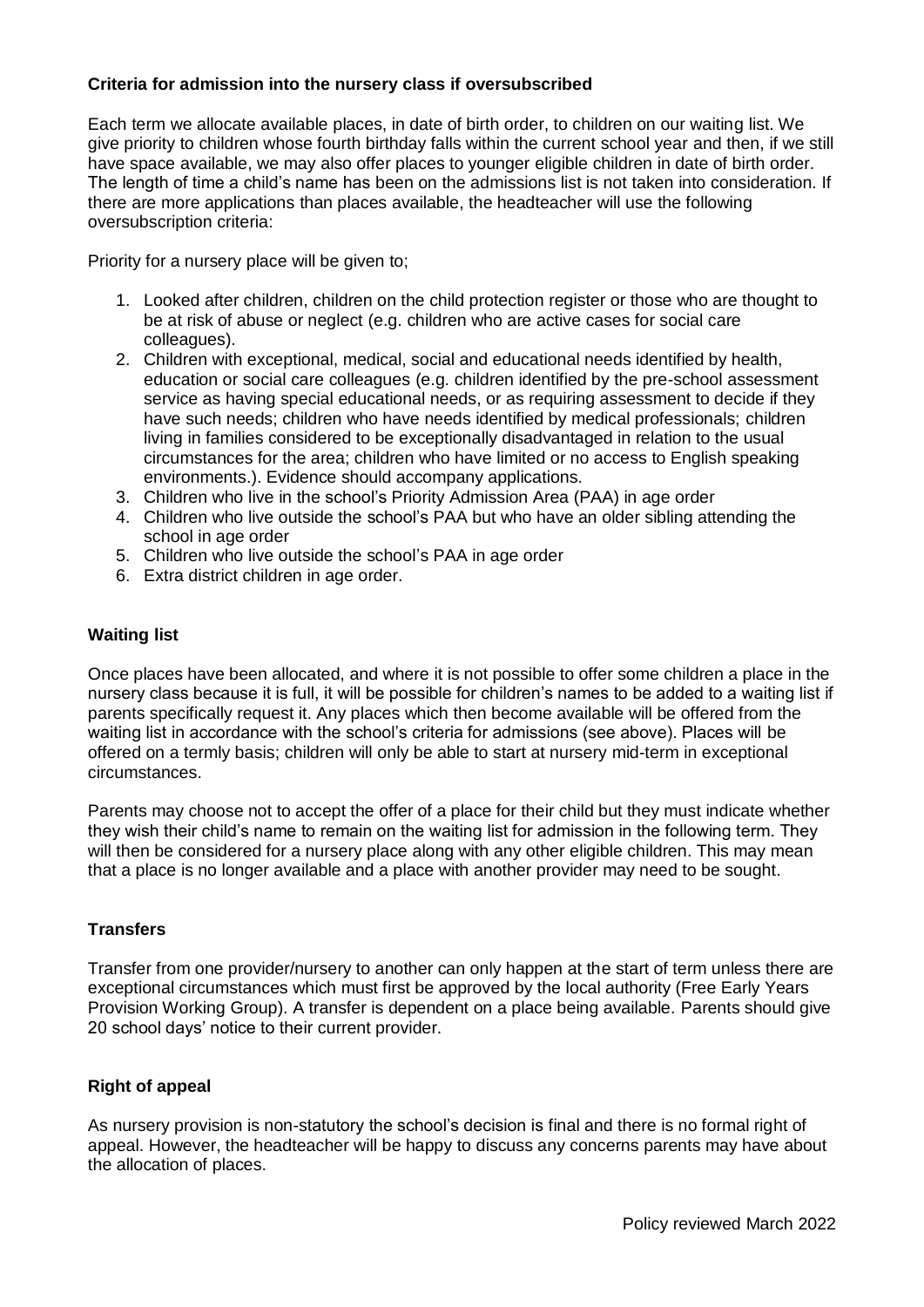**Criteria for admission into the nursery class if oversubscribed**

Each term we allocate available places, in date of birth order, to children on our waiting list. We give priority to children whose fourth birthday falls within the current school year and then, if we still have space available, we may also offer places to younger eligible children in date of birth order. The length of time a child's name has been on the admissions list is not taken into consideration. If there are more applications than places available, the headteacher will use the following oversubscription criteria:

Priority for a nursery place will be given to;

1. Looked after children, children on the child protection register or those who are thought to be at risk of abuse or neglect (e.g. children who are active cases for social care colleagues).
2. Children with exceptional, medical, social and educational needs identified by health, education or social care colleagues (e.g. children identified by the pre-school assessment service as having special educational needs, or as requiring assessment to decide if they have such needs; children who have needs identified by medical professionals; children living in families considered to be exceptionally disadvantaged in relation to the usual circumstances for the area; children who have limited or no access to English speaking environments.). Evidence should accompany applications.
3. Children who live in the school's Priority Admission Area (PAA) in age order
4. Children who live outside the school's PAA but who have an older sibling attending the school in age order
5. Children who live outside the school's PAA in age order
6. Extra district children in age order.

**Waiting list**

Once places have been allocated, and where it is not possible to offer some children a place in the nursery class because it is full, it will be possible for children's names to be added to a waiting list if parents specifically request it. Any places which then become available will be offered from the waiting list in accordance with the school's criteria for admissions (see above). Places will be offered on a termly basis; children will only be able to start at nursery mid-term in exceptional circumstances.

Parents may choose not to accept the offer of a place for their child but they must indicate whether they wish their child's name to remain on the waiting list for admission in the following term. They will then be considered for a nursery place along with any other eligible children. This may mean that a place is no longer available and a place with another provider may need to be sought.

**Transfers**

Transfer from one provider/nursery to another can only happen at the start of term unless there are exceptional circumstances which must first be approved by the local authority (Free Early Years Provision Working Group). A transfer is dependent on a place being available. Parents should give 20 school days' notice to their current provider.

**Right of appeal**

As nursery provision is non-statutory the school's decision is final and there is no formal right of appeal. However, the headteacher will be happy to discuss any concerns parents may have about the allocation of places.

Policy reviewed March 2022